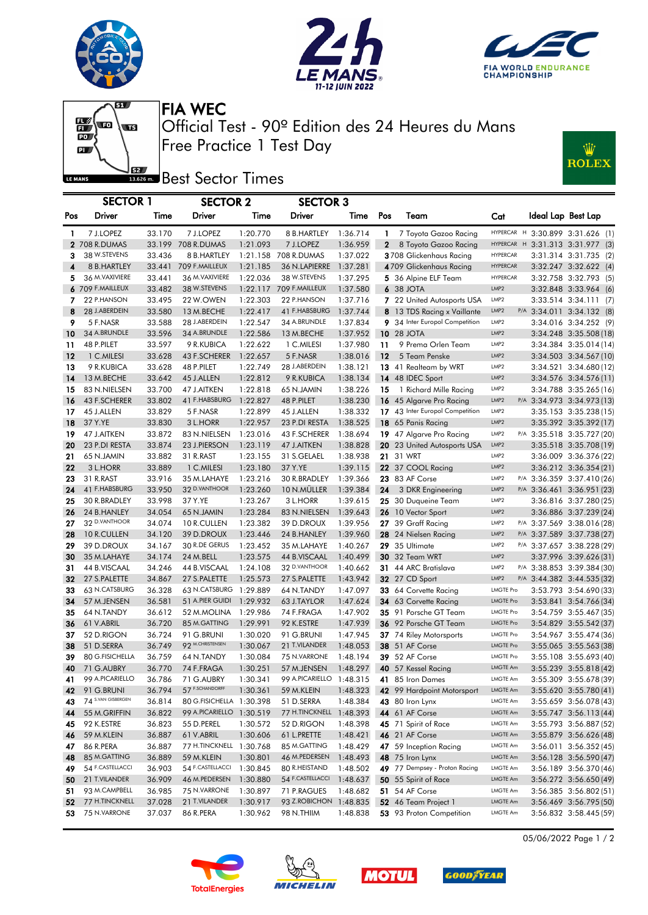# FIA WEC

## Official Test - 90º Edition des 24 Heures du Mans

## Free Practice 1 Test Day

## Best Sector Times

| Pos | SECTOR 1 Driver | Time | SECTOR 2 Driver | Time | SECTOR 3 Driver | Time | Pos | Team | Cat | | Ideal Lap | Best Lap |
|---|---|---|---|---|---|---|---|---|---|---|---|---|
| 1 | 7 J.LOPEZ | 33.170 | 7 J.LOPEZ | 1:20.770 | 8 B.HARTLEY | 1:36.714 | 1 | 7 Toyota Gazoo Racing | HYPERCAR | H | 3:30.899 | 3:31.626 (1) |
| 2 | 708 R.DUMAS | 33.199 | 708 R.DUMAS | 1:21.093 | 7 J.LOPEZ | 1:36.959 | 2 | 8 Toyota Gazoo Racing | HYPERCAR | H | 3:31.313 | 3:31.977 (3) |
| 3 | 38 W.STEVENS | 33.436 | 8 B.HARTLEY | 1:21.158 | 708 R.DUMAS | 1:37.022 | 3 | 708 Glickenhaus Racing | HYPERCAR | | 3:31.314 | 3:31.735 (2) |
| 4 | 8 B.HARTLEY | 33.441 | 709 F.MAILLEUX | 1:21.185 | 36 N.LAPIERRE | 1:37.281 | 4 | 709 Glickenhaus Racing | HYPERCAR | | 3:32.247 | 3:32.622 (4) |
| 5 | 36 M.VAXIVIERE | 33.441 | 36 M.VAXIVIERE | 1:22.036 | 38 W.STEVENS | 1:37.295 | 5 | 36 Alpine ELF Team | HYPERCAR | | 3:32.758 | 3:32.793 (5) |
| 6 | 709 F.MAILLEUX | 33.482 | 38 W.STEVENS | 1:22.117 | 709 F.MAILLEUX | 1:37.580 | 6 | 38 JOTA | LMP2 | | 3:32.848 | 3:33.964 (6) |
| 7 | 22 P.HANSON | 33.495 | 22 W.OWEN | 1:22.303 | 22 P.HANSON | 1:37.716 | 7 | 22 United Autosports USA | LMP2 | | 3:33.514 | 3:34.111 (7) |
| 8 | 28 J.ABERDEIN | 33.580 | 13 M.BECHE | 1:22.417 | 41 F.HABSBURG | 1:37.744 | 8 | 13 TDS Racing x Vaillante | LMP2 | P/A | 3:34.011 | 3:34.132 (8) |
| 9 | 5 F.NASR | 33.588 | 28 J.ABERDEIN | 1:22.547 | 34 A.BRUNDLE | 1:37.834 | 9 | 34 Inter Europol Competition | LMP2 | | 3:34.016 | 3:34.252 (9) |
| 10 | 34 A.BRUNDLE | 33.596 | 34 A.BRUNDLE | 1:22.586 | 13 M.BECHE | 1:37.952 | 10 | 28 JOTA | LMP2 | | 3:34.248 | 3:35.508 (18) |
| 11 | 48 P.PILET | 33.597 | 9 R.KUBICA | 1:22.622 | 1 C.MILESI | 1:37.980 | 11 | 9 Prema Orlen Team | LMP2 | | 3:34.384 | 3:35.014 (14) |
| 12 | 1 C.MILESI | 33.628 | 43 F.SCHERER | 1:22.657 | 5 F.NASR | 1:38.016 | 12 | 5 Team Penske | LMP2 | | 3:34.503 | 3:34.567 (10) |
| 13 | 9 R.KUBICA | 33.628 | 48 P.PILET | 1:22.749 | 28 J.ABERDEIN | 1:38.121 | 13 | 41 Realteam by WRT | LMP2 | | 3:34.521 | 3:34.680 (12) |
| 14 | 13 M.BECHE | 33.642 | 45 J.ALLEN | 1:22.812 | 9 R.KUBICA | 1:38.134 | 14 | 48 IDEC Sport | LMP2 | | 3:34.576 | 3:34.576 (11) |
| 15 | 83 N.NIELSEN | 33.700 | 47 J.AITKEN | 1:22.818 | 65 N.JAMIN | 1:38.226 | 15 | 1 Richard Mille Racing | LMP2 | | 3:34.788 | 3:35.265 (16) |
| 16 | 43 F.SCHERER | 33.802 | 41 F.HABSBURG | 1:22.827 | 48 P.PILET | 1:38.230 | 16 | 45 Algarve Pro Racing | LMP2 | P/A | 3:34.973 | 3:34.973 (13) |
| 17 | 45 J.ALLEN | 33.829 | 5 F.NASR | 1:22.899 | 45 J.ALLEN | 1:38.332 | 17 | 43 Inter Europol Competition | LMP2 | | 3:35.153 | 3:35.238 (15) |
| 18 | 37 Y.YE | 33.830 | 3 L.HORR | 1:22.957 | 23 P.DI RESTA | 1:38.525 | 18 | 65 Panis Racing | LMP2 | | 3:35.392 | 3:35.392 (17) |
| 19 | 47 J.AITKEN | 33.872 | 83 N.NIELSEN | 1:23.016 | 43 F.SCHERER | 1:38.694 | 19 | 47 Algarve Pro Racing | LMP2 | P/A | 3:35.518 | 3:35.727 (20) |
| 20 | 23 P.DI RESTA | 33.874 | 23 J.PIERSON | 1:23.119 | 47 J.AITKEN | 1:38.828 | 20 | 23 United Autosports USA | LMP2 | | 3:35.518 | 3:35.708 (19) |
| 21 | 65 N.JAMIN | 33.882 | 31 R.RAST | 1:23.155 | 31 S.GELAEL | 1:38.938 | 21 | 31 WRT | LMP2 | | 3:36.009 | 3:36.376 (22) |
| 22 | 3 L.HORR | 33.889 | 1 C.MILESI | 1:23.180 | 37 Y.YE | 1:39.115 | 22 | 37 COOL Racing | LMP2 | | 3:36.212 | 3:36.354 (21) |
| 23 | 31 R.RAST | 33.916 | 35 M.LAHAYE | 1:23.216 | 30 R.BRADLEY | 1:39.366 | 23 | 83 AF Corse | LMP2 | P/A | 3:36.359 | 3:37.410 (26) |
| 24 | 41 F.HABSBURG | 33.950 | 32 D.VANTHOOR | 1:23.260 | 10 N.MÜLLER | 1:39.384 | 24 | 3 DKR Engineering | LMP2 | P/A | 3:36.461 | 3:36.951 (23) |
| 25 | 30 R.BRADLEY | 33.998 | 37 Y.YE | 1:23.267 | 3 L.HORR | 1:39.615 | 25 | 30 Duqueine Team | LMP2 | | 3:36.816 | 3:37.280 (25) |
| 26 | 24 B.HANLEY | 34.054 | 65 N.JAMIN | 1:23.284 | 83 N.NIELSEN | 1:39.643 | 26 | 10 Vector Sport | LMP2 | | 3:36.886 | 3:37.239 (24) |
| 27 | 32 D.VANTHOOR | 34.074 | 10 R.CULLEN | 1:23.382 | 39 D.DROUX | 1:39.956 | 27 | 39 Graff Racing | LMP2 | P/A | 3:37.569 | 3:38.016 (28) |
| 28 | 10 R.CULLEN | 34.120 | 39 D.DROUX | 1:23.446 | 24 B.HANLEY | 1:39.960 | 28 | 24 Nielsen Racing | LMP2 | P/A | 3:37.589 | 3:37.738 (27) |
| 29 | 39 D.DROUX | 34.167 | 30 R.DE GERUS | 1:23.452 | 35 M.LAHAYE | 1:40.267 | 29 | 35 Ultimate | LMP2 | P/A | 3:37.657 | 3:38.228 (29) |
| 30 | 35 M.LAHAYE | 34.174 | 24 M.BELL | 1:23.575 | 44 B.VISCAAL | 1:40.499 | 30 | 32 Team WRT | LMP2 | | 3:37.996 | 3:39.626 (31) |
| 31 | 44 B.VISCAAL | 34.246 | 44 B.VISCAAL | 1:24.108 | 32 D.VANTHOOR | 1:40.662 | 31 | 44 ARC Bratislava | LMP2 | P/A | 3:38.853 | 3:39.384 (30) |
| 32 | 27 S.PALETTE | 34.867 | 27 S.PALETTE | 1:25.573 | 27 S.PALETTE | 1:43.942 | 32 | 27 CD Sport | LMP2 | P/A | 3:44.382 | 3:44.535 (32) |
| 33 | 63 N.CATSBURG | 36.328 | 63 N.CATSBURG | 1:29.889 | 64 N.TANDY | 1:47.097 | 33 | 64 Corvette Racing | LMGTE Pro | | 3:53.793 | 3:54.690 (33) |
| 34 | 57 M.JENSEN | 36.581 | 51 A.PIER GUIDI | 1:29.932 | 63 J.TAYLOR | 1:47.624 | 34 | 63 Corvette Racing | LMGTE Pro | | 3:53.841 | 3:54.766 (34) |
| 35 | 64 N.TANDY | 36.612 | 52 M.MOLINA | 1:29.986 | 74 F.FRAGA | 1:47.902 | 35 | 91 Porsche GT Team | LMGTE Pro | | 3:54.759 | 3:55.467 (35) |
| 36 | 61 V.ABRIL | 36.720 | 85 M.GATTING | 1:29.991 | 92 K.ESTRE | 1:47.939 | 36 | 92 Porsche GT Team | LMGTE Pro | | 3:54.829 | 3:55.542 (37) |
| 37 | 52 D.RIGON | 36.724 | 91 G.BRUNI | 1:30.020 | 91 G.BRUNI | 1:47.945 | 37 | 74 Riley Motorsports | LMGTE Pro | | 3:54.967 | 3:55.474 (36) |
| 38 | 51 D.SERRA | 36.749 | 92 M.CHRISTENSEN | 1:30.067 | 21 T.VILANDER | 1:48.053 | 38 | 51 AF Corse | LMGTE Pro | | 3:55.065 | 3:55.563 (38) |
| 39 | 80 G.FISICHELLA | 36.759 | 64 N.TANDY | 1:30.084 | 75 N.VARRONE | 1:48.194 | 39 | 52 AF Corse | LMGTE Pro | | 3:55.108 | 3:55.693 (40) |
| 40 | 71 G.AUBRY | 36.770 | 74 F.FRAGA | 1:30.251 | 57 M.JENSEN | 1:48.297 | 40 | 57 Kessel Racing | LMGTE Am | | 3:55.239 | 3:55.818 (42) |
| 41 | 99 A.PICARIELLO | 36.786 | 71 G.AUBRY | 1:30.341 | 99 A.PICARIELLO | 1:48.315 | 41 | 85 Iron Dames | LMGTE Am | | 3:55.309 | 3:55.678 (39) |
| 42 | 91 G.BRUNI | 36.794 | 57 F.SCHANDORFF | 1:30.361 | 59 M.KLEIN | 1:48.323 | 42 | 99 Hardpoint Motorsport | LMGTE Am | | 3:55.620 | 3:55.780 (41) |
| 43 | 74 S.VAN GISBERGEN | 36.814 | 80 G.FISICHELLA | 1:30.398 | 51 D.SERRA | 1:48.384 | 43 | 80 Iron Lynx | LMGTE Am | | 3:55.659 | 3:56.078 (43) |
| 44 | 55 M.GRIFFIN | 36.822 | 99 A.PICARIELLO | 1:30.519 | 77 H.TINCKNELL | 1:48.393 | 44 | 61 AF Corse | LMGTE Am | | 3:55.747 | 3:56.113 (44) |
| 45 | 92 K.ESTRE | 36.823 | 55 D.PEREL | 1:30.572 | 52 D.RIGON | 1:48.398 | 45 | 71 Spirit of Race | LMGTE Am | | 3:55.793 | 3:56.887 (52) |
| 46 | 59 M.KLEIN | 36.887 | 61 V.ABRIL | 1:30.606 | 61 L.PRETTE | 1:48.421 | 46 | 21 AF Corse | LMGTE Am | | 3:55.879 | 3:56.626 (48) |
| 47 | 86 R.PERA | 36.887 | 77 H.TINCKNELL | 1:30.768 | 85 M.GATTING | 1:48.429 | 47 | 59 Inception Racing | LMGTE Am | | 3:56.011 | 3:56.352 (45) |
| 48 | 85 M.GATTING | 36.889 | 59 M.KLEIN | 1:30.801 | 46 M.PEDERSEN | 1:48.493 | 48 | 75 Iron Lynx | LMGTE Am | | 3:56.128 | 3:56.590 (47) |
| 49 | 54 F.CASTELLACCI | 36.903 | 54 F.CASTELLACCI | 1:30.845 | 80 R.HEISTAND | 1:48.502 | 49 | 77 Dempsey - Proton Racing | LMGTE Am | | 3:56.189 | 3:56.370 (46) |
| 50 | 21 T.VILANDER | 36.909 | 46 M.PEDERSEN | 1:30.880 | 54 F.CASTELLACCI | 1:48.637 | 50 | 55 Spirit of Race | LMGTE Am | | 3:56.272 | 3:56.650 (49) |
| 51 | 93 M.CAMPBELL | 36.985 | 75 N.VARRONE | 1:30.897 | 71 P.RAGUES | 1:48.682 | 51 | 54 AF Corse | LMGTE Am | | 3:56.385 | 3:56.802 (51) |
| 52 | 77 H.TINCKNELL | 37.028 | 21 T.VILANDER | 1:30.917 | 93 Z.ROBICHON | 1:48.835 | 52 | 46 Team Project 1 | LMGTE Am | | 3:56.469 | 3:56.795 (50) |
| 53 | 75 N.VARRONE | 37.037 | 86 R.PERA | 1:30.962 | 98 N.THIIM | 1:48.838 | 53 | 93 Proton Competition | LMGTE Am | | 3:56.832 | 3:58.445 (59) |

05/06/2022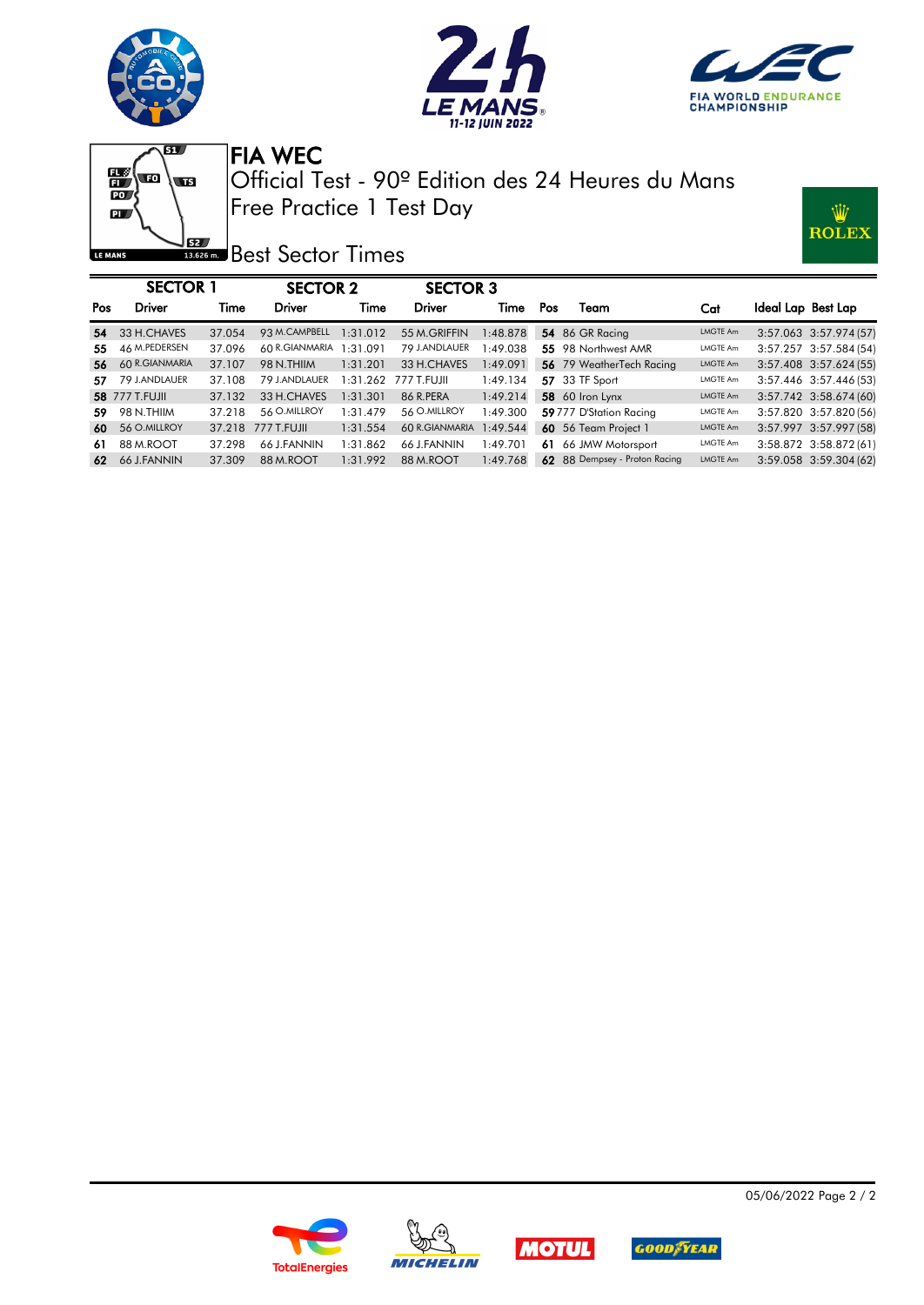# FIA WEC

Official Test - 90º Edition des 24 Heures du Mans

Free Practice 1 Test Day

## Best Sector Times

| | SECTOR 1 | | SECTOR 2 | | SECTOR 3 | | | | | | |
|---|---|---|---|---|---|---|---|---|---|---|---|
| Pos | Driver | Time | Driver | Time | Driver | Time | Pos | Team | Cat | Ideal Lap | Best Lap |
| 54 | 33 H.CHAVES | 37.054 | 93 M.CAMPBELL | 1:31.012 | 55 M.GRIFFIN | 1:48.878 | 54 | 86 GR Racing | LMGTE Am | 3:57.063 | 3:57.974 (57) |
| 55 | 46 M.PEDERSEN | 37.096 | 60 R.GIANMARIA | 1:31.091 | 79 J.ANDLAUER | 1:49.038 | 55 | 98 Northwest AMR | LMGTE Am | 3:57.257 | 3:57.584 (54) |
| 56 | 60 R.GIANMARIA | 37.107 | 98 N.THIIM | 1:31.201 | 33 H.CHAVES | 1:49.091 | 56 | 79 WeatherTech Racing | LMGTE Am | 3:57.408 | 3:57.624 (55) |
| 57 | 79 J.ANDLAUER | 37.108 | 79 J.ANDLAUER | 1:31.262 | 777 T.FUJII | 1:49.134 | 57 | 33 TF Sport | LMGTE Am | 3:57.446 | 3:57.446 (53) |
| 58 | 777 T.FUJII | 37.132 | 33 H.CHAVES | 1:31.301 | 86 R.PERA | 1:49.214 | 58 | 60 Iron Lynx | LMGTE Am | 3:57.742 | 3:58.674 (60) |
| 59 | 98 N.THIIM | 37.218 | 56 O.MILLROY | 1:31.479 | 56 O.MILLROY | 1:49.300 | 59 | 777 D'Station Racing | LMGTE Am | 3:57.820 | 3:57.820 (56) |
| 60 | 56 O.MILLROY | 37.218 | 777 T.FUJII | 1:31.554 | 60 R.GIANMARIA | 1:49.544 | 60 | 56 Team Project 1 | LMGTE Am | 3:57.997 | 3:57.997 (58) |
| 61 | 88 M.ROOT | 37.298 | 66 J.FANNIN | 1:31.862 | 66 J.FANNIN | 1:49.701 | 61 | 66 JMW Motorsport | LMGTE Am | 3:58.872 | 3:58.872 (61) |
| 62 | 66 J.FANNIN | 37.309 | 88 M.ROOT | 1:31.992 | 88 M.ROOT | 1:49.768 | 62 | 88 Dempsey - Proton Racing | LMGTE Am | 3:59.058 | 3:59.304 (62) |

05/06/2022